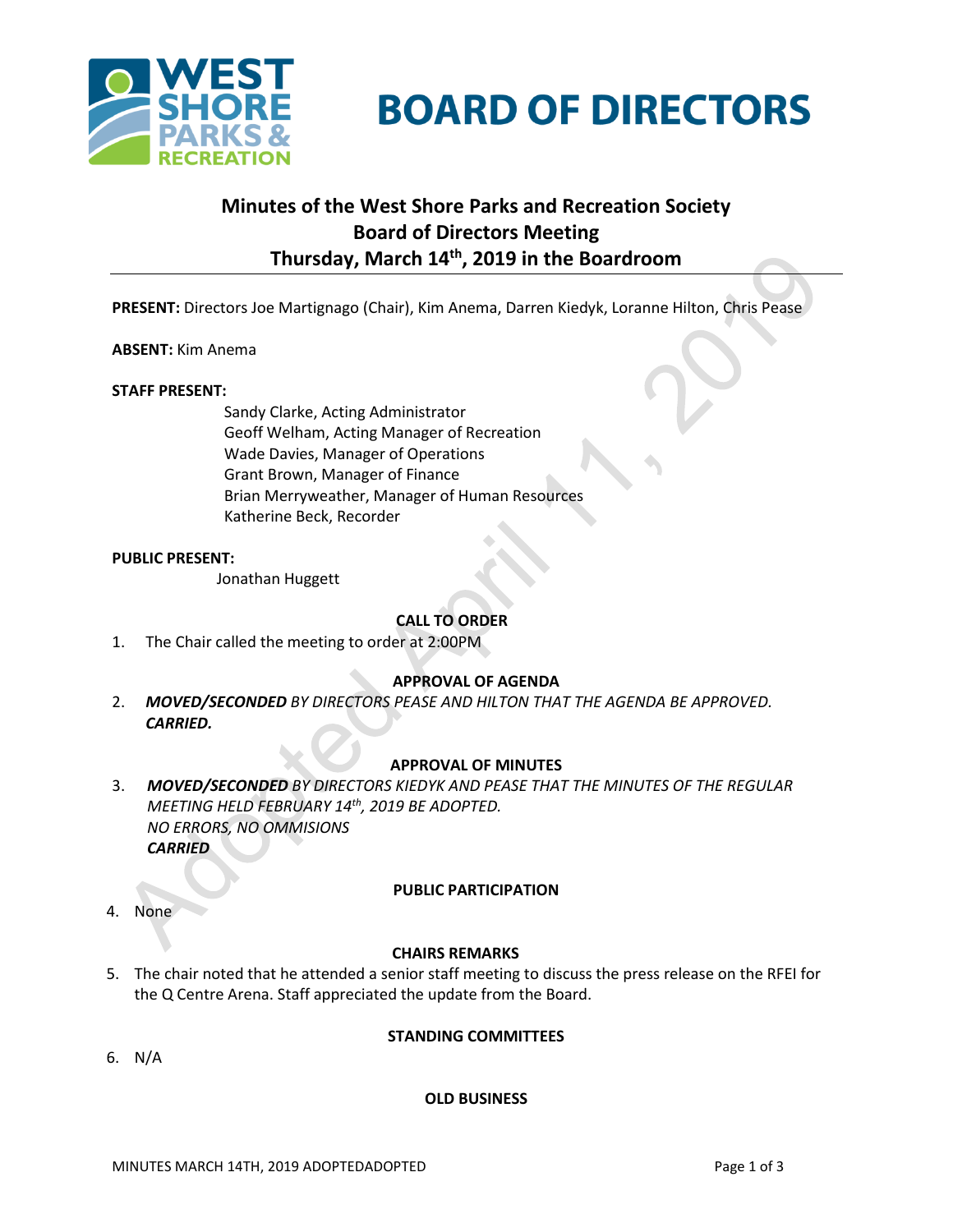# BOARD OF DIRECTORS

## Minutes of the West Shore Parks and Recreation Society Board of Directors Meeting Thursday, March 14th, 2019 in the Boardroom

**PRESENT:** Directors Joe Martignago (Chair), Kim Anema, Darren Kiedyk, Loranne Hilton, Chris Pease

**ABSENT:** Kim Anema

**STAFF PRESENT:**

Sandy Clarke, Acting Administrator
Geoff Welham, Acting Manager of Recreation
Wade Davies, Manager of Operations
Grant Brown, Manager of Finance
Brian Merryweather, Manager of Human Resources
Katherine Beck, Recorder

**PUBLIC PRESENT:**

Jonathan Huggett

### CALL TO ORDER

1. The Chair called the meeting to order at 2:00PM

### APPROVAL OF AGENDA

2. ***MOVED/SECONDED*** *BY DIRECTORS PEASE AND HILTON THAT THE AGENDA BE APPROVED.*
   ***CARRIED.***

### APPROVAL OF MINUTES

3. ***MOVED/SECONDED*** *BY DIRECTORS KIEDYK AND PEASE THAT THE MINUTES OF THE REGULAR MEETING HELD FEBRUARY 14th, 2019 BE ADOPTED.*
   *NO ERRORS, NO OMMISIONS*
   ***CARRIED***

### PUBLIC PARTICIPATION

4. None

### CHAIRS REMARKS

5. The chair noted that he attended a senior staff meeting to discuss the press release on the RFEI for the Q Centre Arena. Staff appreciated the update from the Board.

### STANDING COMMITTEES

6. N/A

### OLD BUSINESS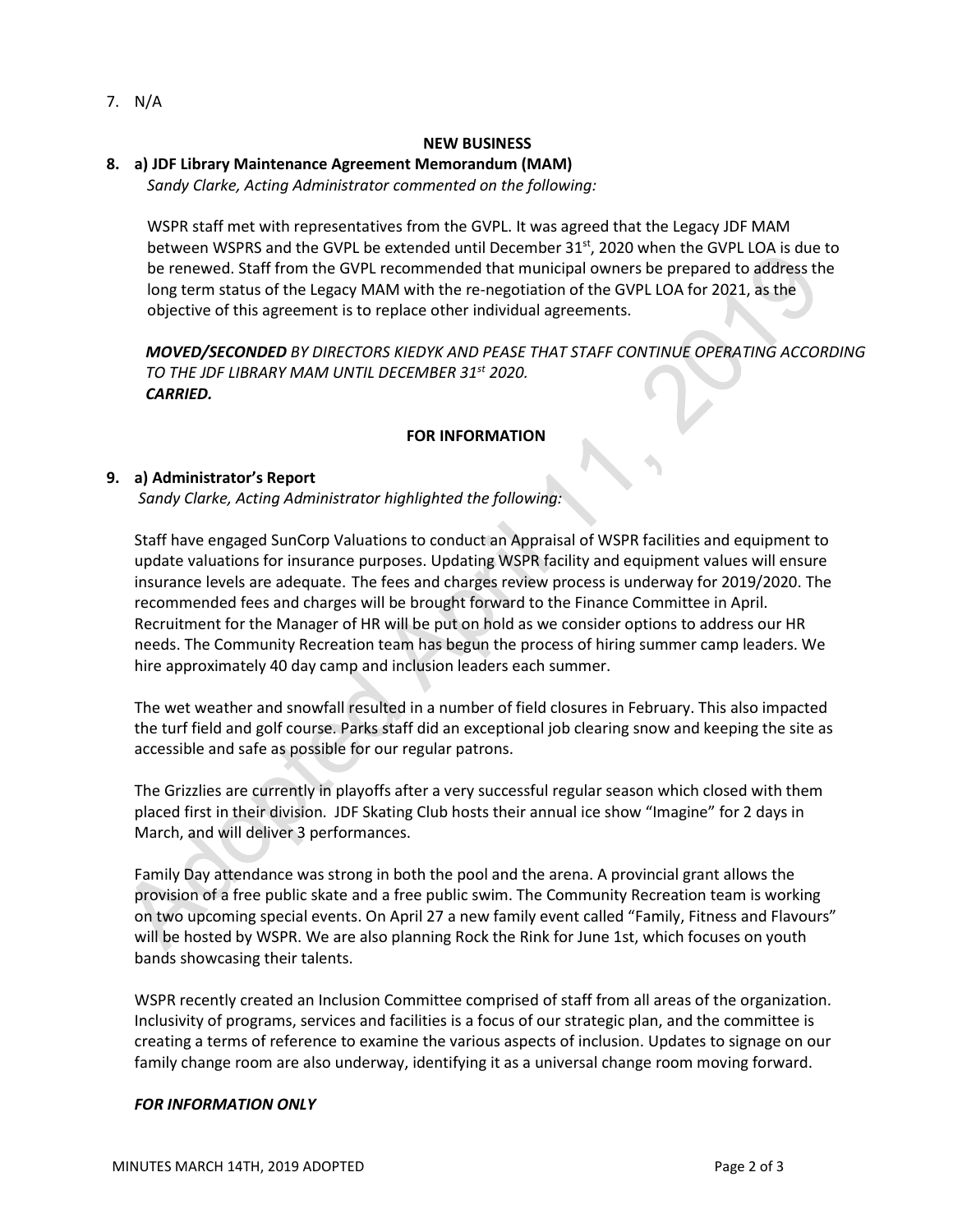7. N/A

**NEW BUSINESS**

**8. a) JDF Library Maintenance Agreement Memorandum (MAM)**

*Sandy Clarke, Acting Administrator commented on the following:*

WSPR staff met with representatives from the GVPL. It was agreed that the Legacy JDF MAM between WSPRS and the GVPL be extended until December 31st, 2020 when the GVPL LOA is due to be renewed. Staff from the GVPL recommended that municipal owners be prepared to address the long term status of the Legacy MAM with the re-negotiation of the GVPL LOA for 2021, as the objective of this agreement is to replace other individual agreements.

***MOVED/SECONDED*** *BY DIRECTORS KIEDYK AND PEASE THAT STAFF CONTINUE OPERATING ACCORDING TO THE JDF LIBRARY MAM UNTIL DECEMBER 31st 2020.*
***CARRIED.***

**FOR INFORMATION**

**9. a) Administrator's Report**

*Sandy Clarke, Acting Administrator highlighted the following:*

Staff have engaged SunCorp Valuations to conduct an Appraisal of WSPR facilities and equipment to update valuations for insurance purposes. Updating WSPR facility and equipment values will ensure insurance levels are adequate. The fees and charges review process is underway for 2019/2020. The recommended fees and charges will be brought forward to the Finance Committee in April. Recruitment for the Manager of HR will be put on hold as we consider options to address our HR needs. The Community Recreation team has begun the process of hiring summer camp leaders. We hire approximately 40 day camp and inclusion leaders each summer.

The wet weather and snowfall resulted in a number of field closures in February. This also impacted the turf field and golf course. Parks staff did an exceptional job clearing snow and keeping the site as accessible and safe as possible for our regular patrons.

The Grizzlies are currently in playoffs after a very successful regular season which closed with them placed first in their division. JDF Skating Club hosts their annual ice show "Imagine" for 2 days in March, and will deliver 3 performances.

Family Day attendance was strong in both the pool and the arena. A provincial grant allows the provision of a free public skate and a free public swim. The Community Recreation team is working on two upcoming special events. On April 27 a new family event called "Family, Fitness and Flavours" will be hosted by WSPR. We are also planning Rock the Rink for June 1st, which focuses on youth bands showcasing their talents.

WSPR recently created an Inclusion Committee comprised of staff from all areas of the organization. Inclusivity of programs, services and facilities is a focus of our strategic plan, and the committee is creating a terms of reference to examine the various aspects of inclusion. Updates to signage on our family change room are also underway, identifying it as a universal change room moving forward.

***FOR INFORMATION ONLY***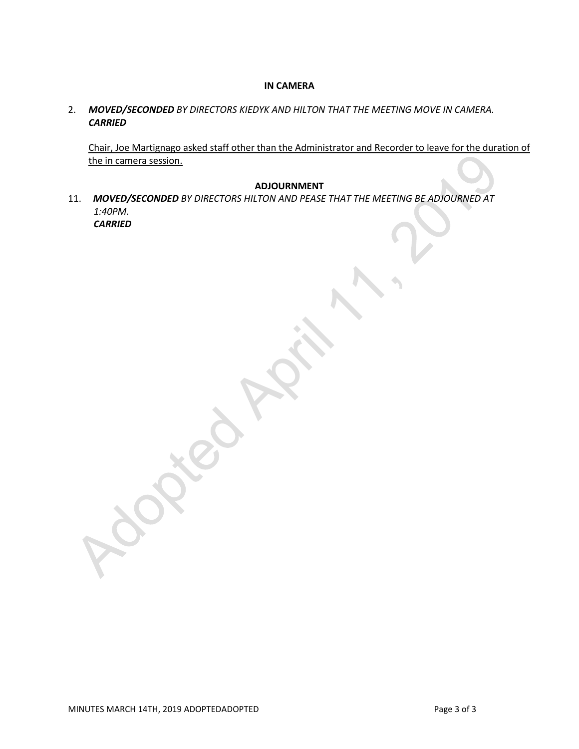**IN CAMERA**

2. ***MOVED/SECONDED*** *BY DIRECTORS KIEDYK AND HILTON THAT THE MEETING MOVE IN CAMERA.*
***CARRIED***

Chair, Joe Martignago asked staff other than the Administrator and Recorder to leave for the duration of the in camera session.

**ADJOURNMENT**

11. ***MOVED/SECONDED*** *BY DIRECTORS HILTON AND PEASE THAT THE MEETING BE ADJOURNED AT 1:40PM.*
***CARRIED***

Adopted April 11, 2019